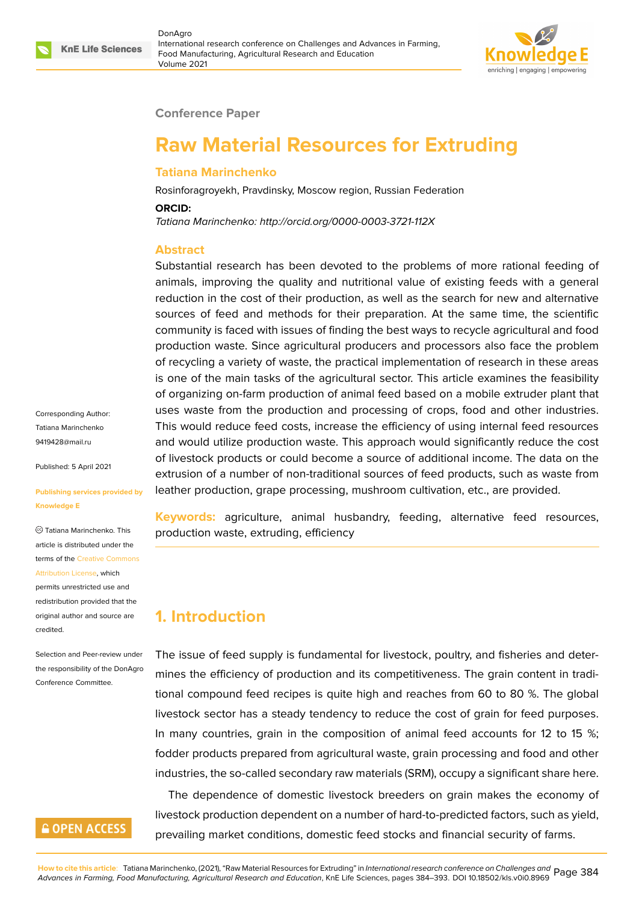Conference Paper

# Raw Material Resources for Extruding

**Tatiana Marinchenko**

Rosinforagroyekh, Pravdinsky, Moscow region, Russian Federation

**ORCID:**

*Tatiana Marinchenko: http://orcid.org/0000-0003-3721-112X*

## Abstract

Substantial research has been devoted to the problems of more rational feeding of animals, improving the quality and nutritional value of existing feeds with a general reduction in the cost of their production, as well as the search for new and alternative sources of feed and methods for their preparation. At the same time, the scientific community is faced with issues of finding the best ways to recycle agricultural and food production waste. Since agricultural producers and processors also face the problem of recycling a variety of waste, the practical implementation of research in these areas is one of the main tasks of the agricultural sector. This article examines the feasibility of organizing on-farm production of animal feed based on a mobile extruder plant that uses waste from the production and processing of crops, food and other industries. This would reduce feed costs, increase the efficiency of using internal feed resources and would utilize production waste. This approach would significantly reduce the cost of livestock products or could become a source of additional income. The data on the extrusion of a number of non-traditional sources of feed products, such as waste from leather production, grape processing, mushroom cultivation, etc., are provided.

**Keywords:** agriculture, animal husbandry, feeding, alternative feed resources, production waste, extruding, efficiency

Corresponding Author: Tatiana Marinchenko 9419428@mail.ru

Published: 5 April 2021

Publishing services provided by Knowledge E

© Tatiana Marinchenko. This article is distributed under the terms of the Creative Commons Attribution License, which permits unrestricted use and redistribution provided that the original author and source are credited.

Selection and Peer-review under the responsibility of the DonAgro Conference Committee.

## 1. Introduction

The issue of feed supply is fundamental for livestock, poultry, and fisheries and determines the efficiency of production and its competitiveness. The grain content in traditional compound feed recipes is quite high and reaches from 60 to 80 %. The global livestock sector has a steady tendency to reduce the cost of grain for feed purposes. In many countries, grain in the composition of animal feed accounts for 12 to 15 %; fodder products prepared from agricultural waste, grain processing and food and other industries, the so-called secondary raw materials (SRM), occupy a significant share here.

The dependence of domestic livestock breeders on grain makes the economy of livestock production dependent on a number of hard-to-predicted factors, such as yield, prevailing market conditions, domestic feed stocks and financial security of farms.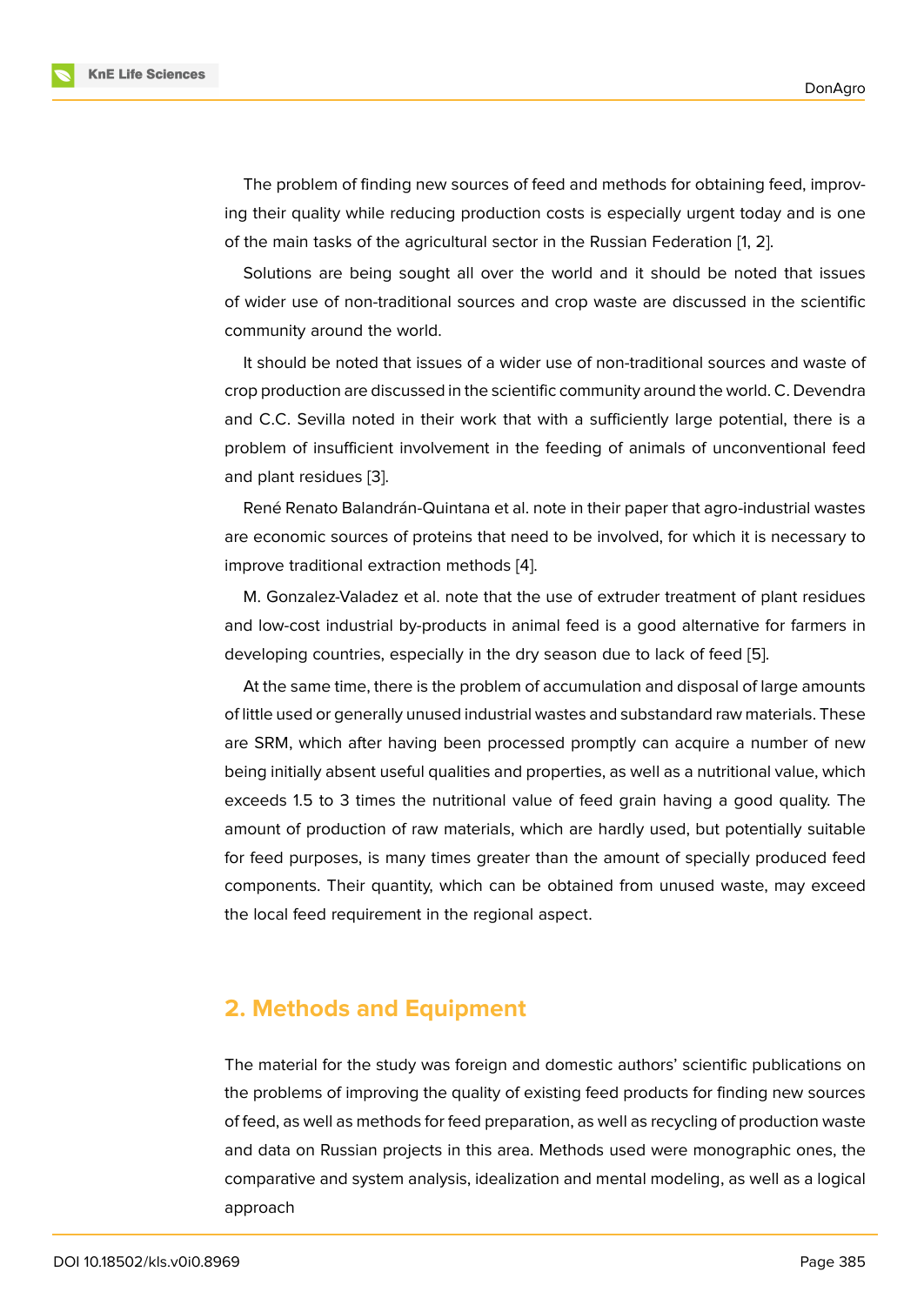The problem of finding new sources of feed and methods for obtaining feed, improving their quality while reducing production costs is especially urgent today and is one of the main tasks of the agricultural sector in the Russian Federation [1, 2].

Solutions are being sought all over the world and it should be noted that issues of wider use of non-traditional sources and crop waste are discussed in the scientific community around the world.

It should be noted that issues of a wider use of non-traditional sources and waste of crop production are discussed in the scientific community around the world. C. Devendra and C.C. Sevilla noted in their work that with a sufficiently large potential, there is a problem of insufficient involvement in the feeding of animals of unconventional feed and plant residues [3].

René Renato Balandrán-Quintana et al. note in their paper that agro-industrial wastes are economic sources of proteins that need to be involved, for which it is necessary to improve traditional extraction methods [4].

M. Gonzalez-Valadez et al. note that the use of extruder treatment of plant residues and low-cost industrial by-products in animal feed is a good alternative for farmers in developing countries, especially in the dry season due to lack of feed [5].

At the same time, there is the problem of accumulation and disposal of large amounts of little used or generally unused industrial wastes and substandard raw materials. These are SRM, which after having been processed promptly can acquire a number of new being initially absent useful qualities and properties, as well as a nutritional value, which exceeds 1.5 to 3 times the nutritional value of feed grain having a good quality. The amount of production of raw materials, which are hardly used, but potentially suitable for feed purposes, is many times greater than the amount of specially produced feed components. Their quantity, which can be obtained from unused waste, may exceed the local feed requirement in the regional aspect.

## 2. Methods and Equipment

The material for the study was foreign and domestic authors' scientific publications on the problems of improving the quality of existing feed products for finding new sources of feed, as well as methods for feed preparation, as well as recycling of production waste and data on Russian projects in this area. Methods used were monographic ones, the comparative and system analysis, idealization and mental modeling, as well as a logical approach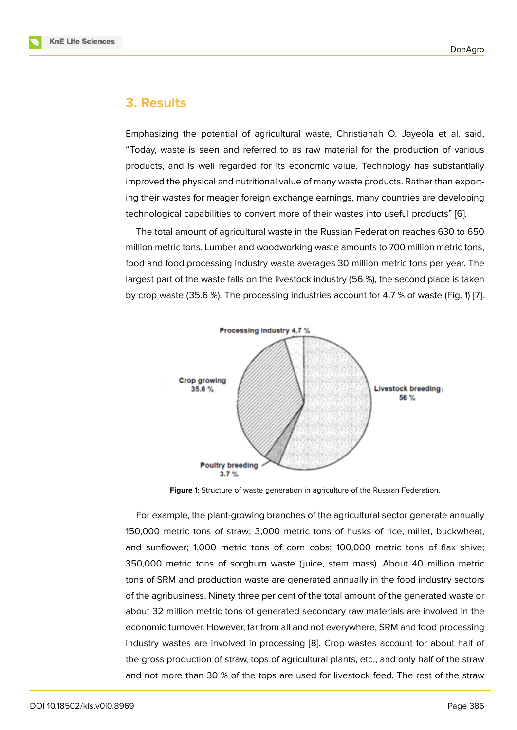## 3. Results

Emphasizing the potential of agricultural waste, Christianah O. Jayeola et al. said, "Today, waste is seen and referred to as raw material for the production of various products, and is well regarded for its economic value. Technology has substantially improved the physical and nutritional value of many waste products. Rather than exporting their wastes for meager foreign exchange earnings, many countries are developing technological capabilities to convert more of their wastes into useful products" [6].

The total amount of agricultural waste in the Russian Federation reaches 630 to 650 million metric tons. Lumber and woodworking waste amounts to 700 million metric tons, food and food processing industry waste averages 30 million metric tons per year. The largest part of the waste falls on the livestock industry (56 %), the second place is taken by crop waste (35.6 %). The processing industries account for 4.7 % of waste (Fig. 1) [7].

**Figure** 1: Structure of waste generation in agriculture of the Russian Federation.

For example, the plant-growing branches of the agricultural sector generate annually 150,000 metric tons of straw; 3,000 metric tons of husks of rice, millet, buckwheat, and sunflower; 1,000 metric tons of corn cobs; 100,000 metric tons of flax shive; 350,000 metric tons of sorghum waste (juice, stem mass). About 40 million metric tons of SRM and production waste are generated annually in the food industry sectors of the agribusiness. Ninety three per cent of the total amount of the generated waste or about 32 million metric tons of generated secondary raw materials are involved in the economic turnover. However, far from all and not everywhere, SRM and food processing industry wastes are involved in processing [8]. Crop wastes account for about half of the gross production of straw, tops of agricultural plants, etc., and only half of the straw and not more than 30 % of the tops are used for livestock feed. The rest of the straw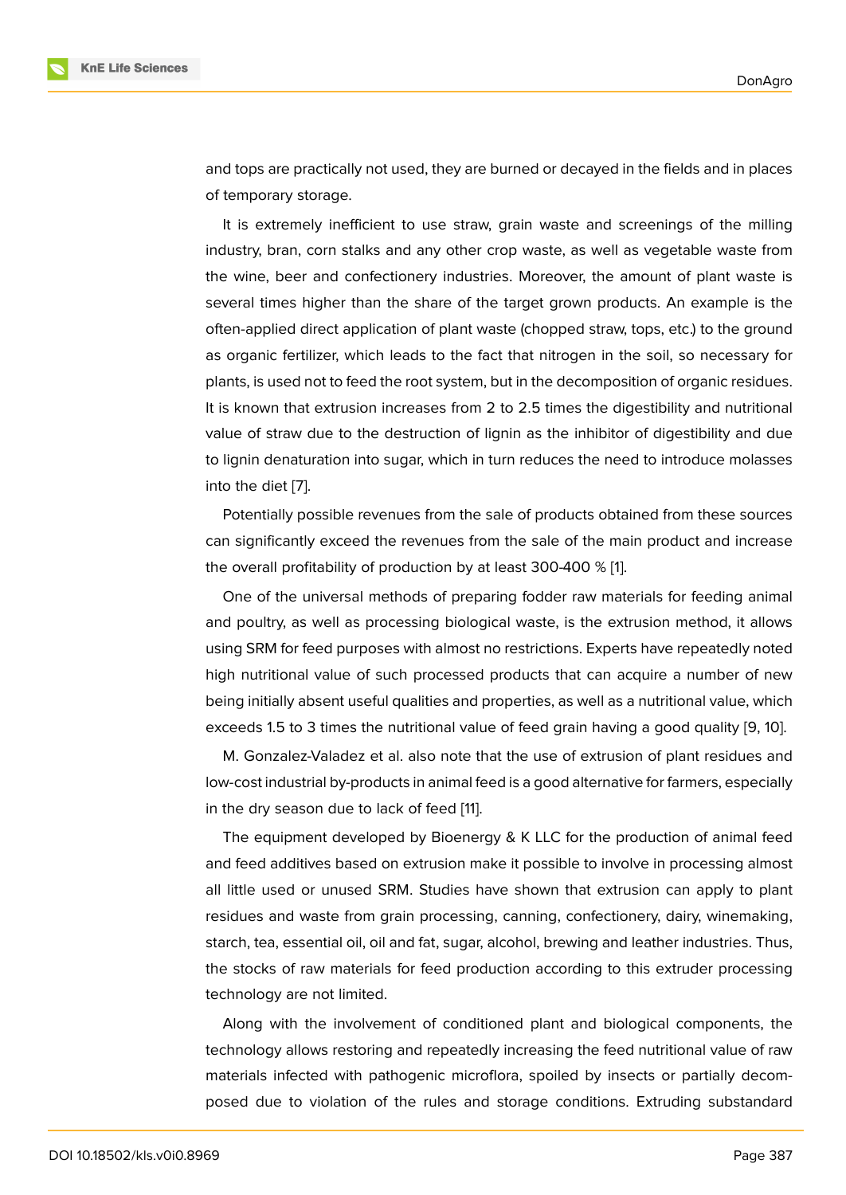and tops are practically not used, they are burned or decayed in the fields and in places of temporary storage.

It is extremely inefficient to use straw, grain waste and screenings of the milling industry, bran, corn stalks and any other crop waste, as well as vegetable waste from the wine, beer and confectionery industries. Moreover, the amount of plant waste is several times higher than the share of the target grown products. An example is the often-applied direct application of plant waste (chopped straw, tops, etc.) to the ground as organic fertilizer, which leads to the fact that nitrogen in the soil, so necessary for plants, is used not to feed the root system, but in the decomposition of organic residues. It is known that extrusion increases from 2 to 2.5 times the digestibility and nutritional value of straw due to the destruction of lignin as the inhibitor of digestibility and due to lignin denaturation into sugar, which in turn reduces the need to introduce molasses into the diet [7].

Potentially possible revenues from the sale of products obtained from these sources can significantly exceed the revenues from the sale of the main product and increase the overall profitability of production by at least 300-400 % [1].

One of the universal methods of preparing fodder raw materials for feeding animal and poultry, as well as processing biological waste, is the extrusion method, it allows using SRM for feed purposes with almost no restrictions. Experts have repeatedly noted high nutritional value of such processed products that can acquire a number of new being initially absent useful qualities and properties, as well as a nutritional value, which exceeds 1.5 to 3 times the nutritional value of feed grain having a good quality [9, 10].

M. Gonzalez-Valadez et al. also note that the use of extrusion of plant residues and low-cost industrial by-products in animal feed is a good alternative for farmers, especially in the dry season due to lack of feed [11].

The equipment developed by Bioenergy & K LLC for the production of animal feed and feed additives based on extrusion make it possible to involve in processing almost all little used or unused SRM. Studies have shown that extrusion can apply to plant residues and waste from grain processing, canning, confectionery, dairy, winemaking, starch, tea, essential oil, oil and fat, sugar, alcohol, brewing and leather industries. Thus, the stocks of raw materials for feed production according to this extruder processing technology are not limited.

Along with the involvement of conditioned plant and biological components, the technology allows restoring and repeatedly increasing the feed nutritional value of raw materials infected with pathogenic microflora, spoiled by insects or partially decomposed due to violation of the rules and storage conditions. Extruding substandard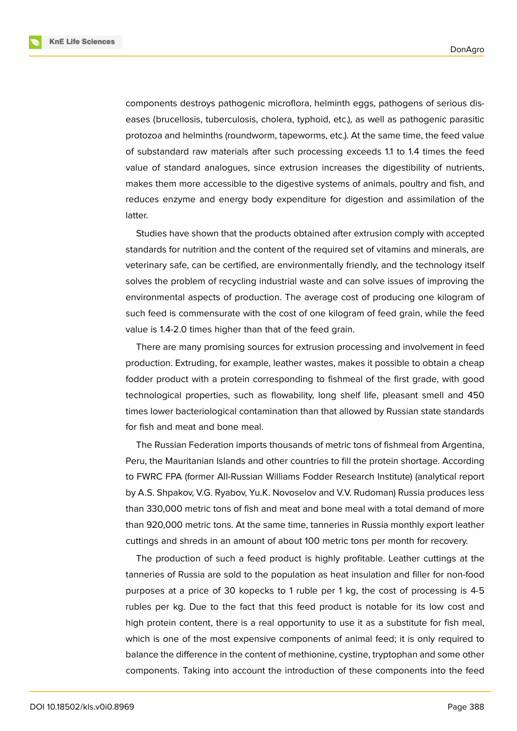components destroys pathogenic microflora, helminth eggs, pathogens of serious diseases (brucellosis, tuberculosis, cholera, typhoid, etc.), as well as pathogenic parasitic protozoa and helminths (roundworm, tapeworms, etc.). At the same time, the feed value of substandard raw materials after such processing exceeds 1.1 to 1.4 times the feed value of standard analogues, since extrusion increases the digestibility of nutrients, makes them more accessible to the digestive systems of animals, poultry and fish, and reduces enzyme and energy body expenditure for digestion and assimilation of the latter.

Studies have shown that the products obtained after extrusion comply with accepted standards for nutrition and the content of the required set of vitamins and minerals, are veterinary safe, can be certified, are environmentally friendly, and the technology itself solves the problem of recycling industrial waste and can solve issues of improving the environmental aspects of production. The average cost of producing one kilogram of such feed is commensurate with the cost of one kilogram of feed grain, while the feed value is 1.4-2.0 times higher than that of the feed grain.

There are many promising sources for extrusion processing and involvement in feed production. Extruding, for example, leather wastes, makes it possible to obtain a cheap fodder product with a protein corresponding to fishmeal of the first grade, with good technological properties, such as flowability, long shelf life, pleasant smell and 450 times lower bacteriological contamination than that allowed by Russian state standards for fish and meat and bone meal.

The Russian Federation imports thousands of metric tons of fishmeal from Argentina, Peru, the Mauritanian Islands and other countries to fill the protein shortage. According to FWRC FPA (former All-Russian Williams Fodder Research Institute) (analytical report by A.S. Shpakov, V.G. Ryabov, Yu.K. Novoselov and V.V. Rudoman) Russia produces less than 330,000 metric tons of fish and meat and bone meal with a total demand of more than 920,000 metric tons. At the same time, tanneries in Russia monthly export leather cuttings and shreds in an amount of about 100 metric tons per month for recovery.

The production of such a feed product is highly profitable. Leather cuttings at the tanneries of Russia are sold to the population as heat insulation and filler for non-food purposes at a price of 30 kopecks to 1 ruble per 1 kg, the cost of processing is 4-5 rubles per kg. Due to the fact that this feed product is notable for its low cost and high protein content, there is a real opportunity to use it as a substitute for fish meal, which is one of the most expensive components of animal feed; it is only required to balance the difference in the content of methionine, cystine, tryptophan and some other components. Taking into account the introduction of these components into the feed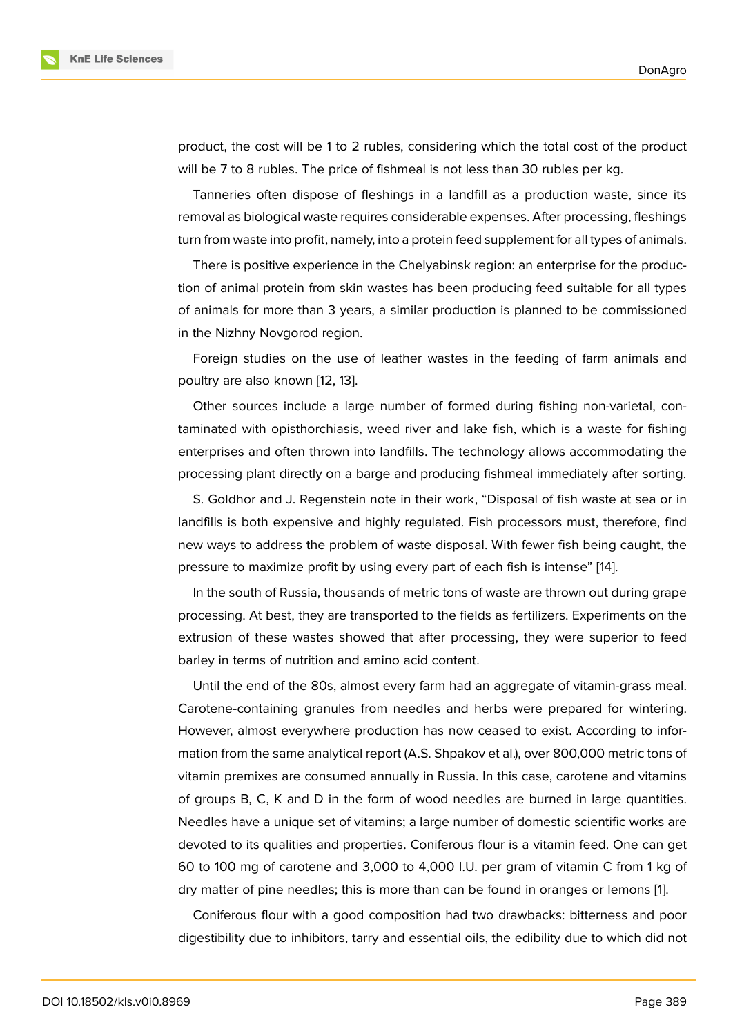product, the cost will be 1 to 2 rubles, considering which the total cost of the product will be 7 to 8 rubles. The price of fishmeal is not less than 30 rubles per kg.

Tanneries often dispose of fleshings in a landfill as a production waste, since its removal as biological waste requires considerable expenses. After processing, fleshings turn from waste into profit, namely, into a protein feed supplement for all types of animals.

There is positive experience in the Chelyabinsk region: an enterprise for the production of animal protein from skin wastes has been producing feed suitable for all types of animals for more than 3 years, a similar production is planned to be commissioned in the Nizhny Novgorod region.

Foreign studies on the use of leather wastes in the feeding of farm animals and poultry are also known [12, 13].

Other sources include a large number of formed during fishing non-varietal, contaminated with opisthorchiasis, weed river and lake fish, which is a waste for fishing enterprises and often thrown into landfills. The technology allows accommodating the processing plant directly on a barge and producing fishmeal immediately after sorting.

S. Goldhor and J. Regenstein note in their work, "Disposal of fish waste at sea or in landfills is both expensive and highly regulated. Fish processors must, therefore, find new ways to address the problem of waste disposal. With fewer fish being caught, the pressure to maximize profit by using every part of each fish is intense" [14].

In the south of Russia, thousands of metric tons of waste are thrown out during grape processing. At best, they are transported to the fields as fertilizers. Experiments on the extrusion of these wastes showed that after processing, they were superior to feed barley in terms of nutrition and amino acid content.

Until the end of the 80s, almost every farm had an aggregate of vitamin-grass meal. Carotene-containing granules from needles and herbs were prepared for wintering. However, almost everywhere production has now ceased to exist. According to information from the same analytical report (A.S. Shpakov et al.), over 800,000 metric tons of vitamin premixes are consumed annually in Russia. In this case, carotene and vitamins of groups B, C, K and D in the form of wood needles are burned in large quantities. Needles have a unique set of vitamins; a large number of domestic scientific works are devoted to its qualities and properties. Coniferous flour is a vitamin feed. One can get 60 to 100 mg of carotene and 3,000 to 4,000 I.U. per gram of vitamin C from 1 kg of dry matter of pine needles; this is more than can be found in oranges or lemons [1].

Coniferous flour with a good composition had two drawbacks: bitterness and poor digestibility due to inhibitors, tarry and essential oils, the edibility due to which did not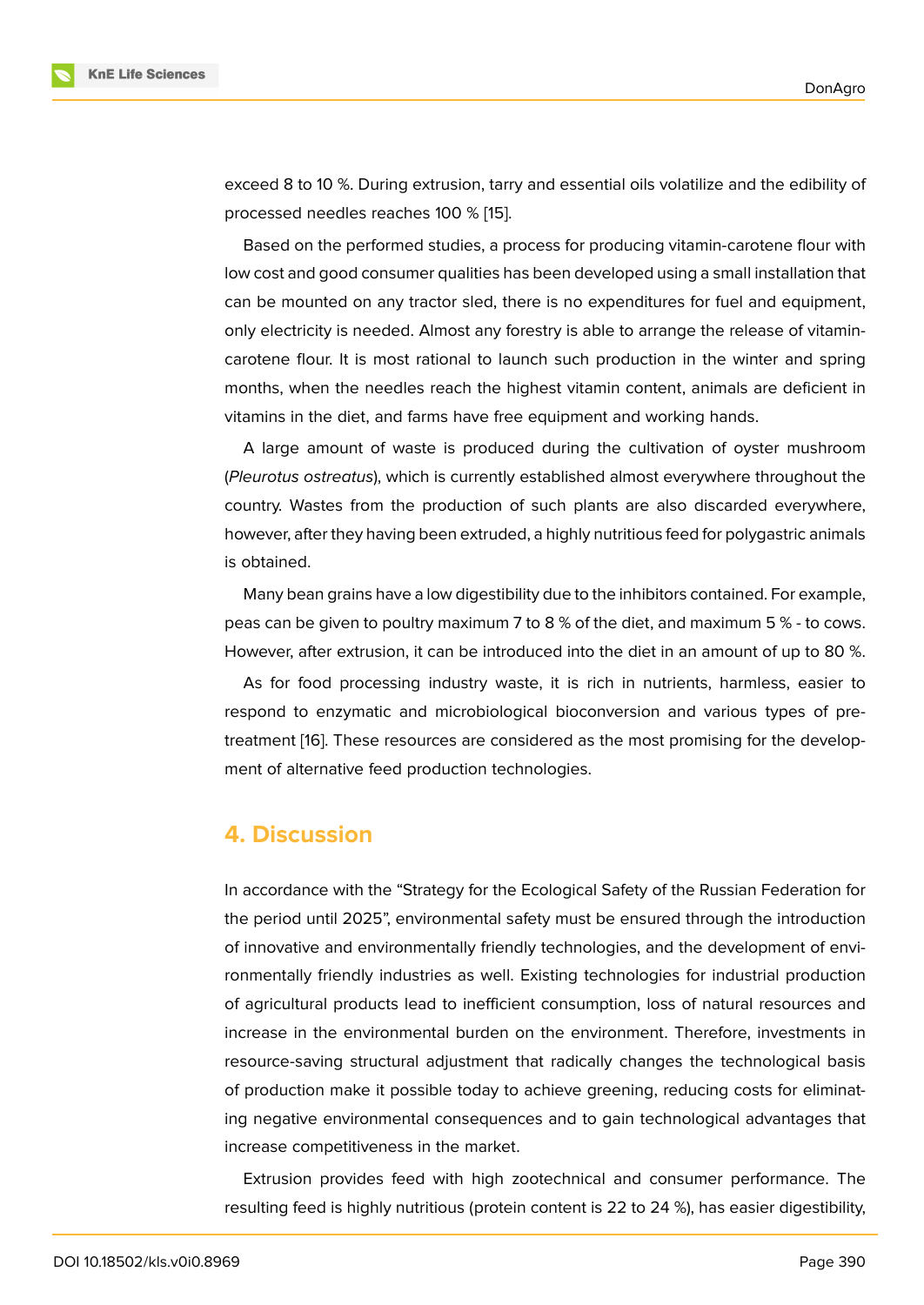exceed 8 to 10 %. During extrusion, tarry and essential oils volatilize and the edibility of processed needles reaches 100 % [15].

Based on the performed studies, a process for producing vitamin-carotene flour with low cost and good consumer qualities has been developed using a small installation that can be mounted on any tractor sled, there is no expenditures for fuel and equipment, only electricity is needed. Almost any forestry is able to arrange the release of vitamin-carotene flour. It is most rational to launch such production in the winter and spring months, when the needles reach the highest vitamin content, animals are deficient in vitamins in the diet, and farms have free equipment and working hands.

A large amount of waste is produced during the cultivation of oyster mushroom (*Pleurotus ostreatus*), which is currently established almost everywhere throughout the country. Wastes from the production of such plants are also discarded everywhere, however, after they having been extruded, a highly nutritious feed for polygastric animals is obtained.

Many bean grains have a low digestibility due to the inhibitors contained. For example, peas can be given to poultry maximum 7 to 8 % of the diet, and maximum 5 % - to cows. However, after extrusion, it can be introduced into the diet in an amount of up to 80 %.

As for food processing industry waste, it is rich in nutrients, harmless, easier to respond to enzymatic and microbiological bioconversion and various types of pre-treatment [16]. These resources are considered as the most promising for the development of alternative feed production technologies.

## 4. Discussion

In accordance with the "Strategy for the Ecological Safety of the Russian Federation for the period until 2025", environmental safety must be ensured through the introduction of innovative and environmentally friendly technologies, and the development of environmentally friendly industries as well. Existing technologies for industrial production of agricultural products lead to inefficient consumption, loss of natural resources and increase in the environmental burden on the environment. Therefore, investments in resource-saving structural adjustment that radically changes the technological basis of production make it possible today to achieve greening, reducing costs for eliminating negative environmental consequences and to gain technological advantages that increase competitiveness in the market.

Extrusion provides feed with high zootechnical and consumer performance. The resulting feed is highly nutritious (protein content is 22 to 24 %), has easier digestibility,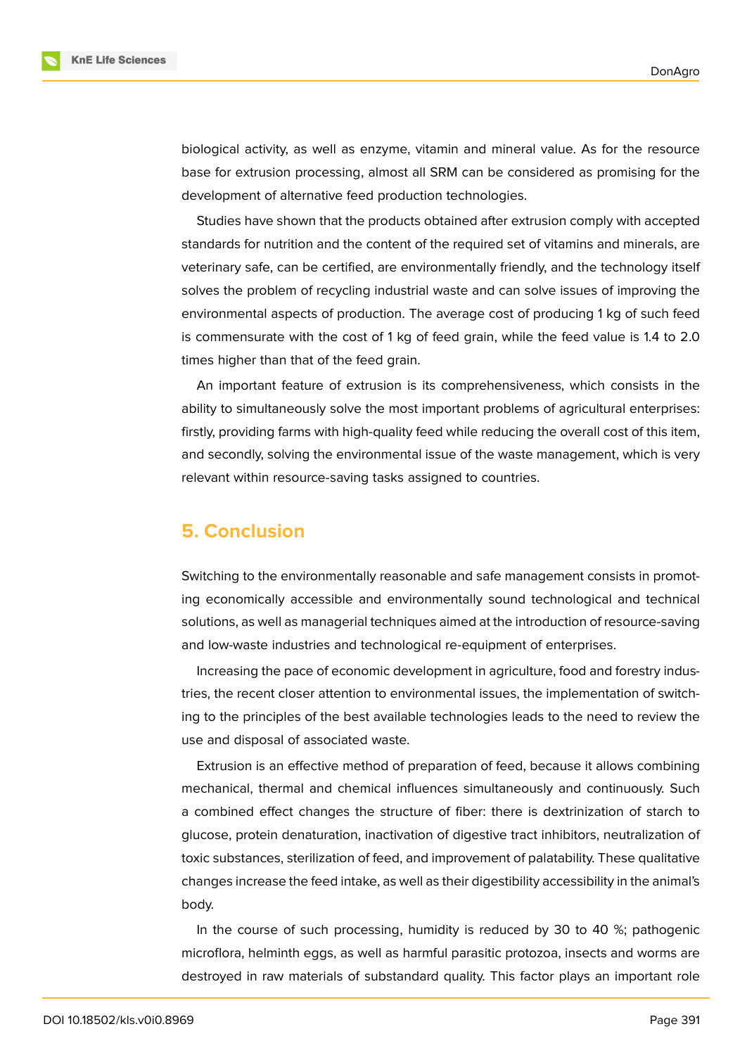biological activity, as well as enzyme, vitamin and mineral value. As for the resource base for extrusion processing, almost all SRM can be considered as promising for the development of alternative feed production technologies.

Studies have shown that the products obtained after extrusion comply with accepted standards for nutrition and the content of the required set of vitamins and minerals, are veterinary safe, can be certified, are environmentally friendly, and the technology itself solves the problem of recycling industrial waste and can solve issues of improving the environmental aspects of production. The average cost of producing 1 kg of such feed is commensurate with the cost of 1 kg of feed grain, while the feed value is 1.4 to 2.0 times higher than that of the feed grain.

An important feature of extrusion is its comprehensiveness, which consists in the ability to simultaneously solve the most important problems of agricultural enterprises: firstly, providing farms with high-quality feed while reducing the overall cost of this item, and secondly, solving the environmental issue of the waste management, which is very relevant within resource-saving tasks assigned to countries.

## 5. Conclusion

Switching to the environmentally reasonable and safe management consists in promoting economically accessible and environmentally sound technological and technical solutions, as well as managerial techniques aimed at the introduction of resource-saving and low-waste industries and technological re-equipment of enterprises.

Increasing the pace of economic development in agriculture, food and forestry industries, the recent closer attention to environmental issues, the implementation of switching to the principles of the best available technologies leads to the need to review the use and disposal of associated waste.

Extrusion is an effective method of preparation of feed, because it allows combining mechanical, thermal and chemical influences simultaneously and continuously. Such a combined effect changes the structure of fiber: there is dextrinization of starch to glucose, protein denaturation, inactivation of digestive tract inhibitors, neutralization of toxic substances, sterilization of feed, and improvement of palatability. These qualitative changes increase the feed intake, as well as their digestibility accessibility in the animal's body.

In the course of such processing, humidity is reduced by 30 to 40 %; pathogenic microflora, helminth eggs, as well as harmful parasitic protozoa, insects and worms are destroyed in raw materials of substandard quality. This factor plays an important role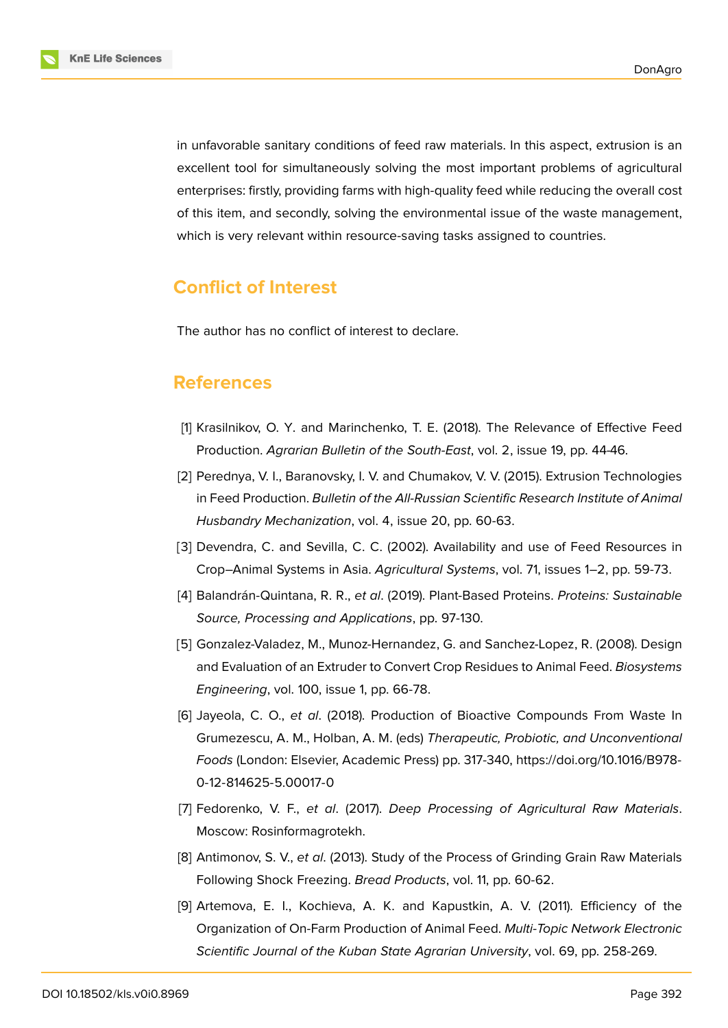in unfavorable sanitary conditions of feed raw materials. In this aspect, extrusion is an excellent tool for simultaneously solving the most important problems of agricultural enterprises: firstly, providing farms with high-quality feed while reducing the overall cost of this item, and secondly, solving the environmental issue of the waste management, which is very relevant within resource-saving tasks assigned to countries.

## Conflict of Interest

The author has no conflict of interest to declare.

## References

[1] Krasilnikov, O. Y. and Marinchenko, T. E. (2018). The Relevance of Effective Feed Production. *Agrarian Bulletin of the South-East*, vol. 2, issue 19, pp. 44-46.

[2] Perednya, V. I., Baranovsky, I. V. and Chumakov, V. V. (2015). Extrusion Technologies in Feed Production. *Bulletin of the All-Russian Scientific Research Institute of Animal Husbandry Mechanization*, vol. 4, issue 20, pp. 60-63.

[3] Devendra, C. and Sevilla, C. C. (2002). Availability and use of Feed Resources in Crop–Animal Systems in Asia. *Agricultural Systems*, vol. 71, issues 1–2, pp. 59-73.

[4] Balandrán-Quintana, R. R., *et al*. (2019). Plant-Based Proteins. *Proteins: Sustainable Source, Processing and Applications*, pp. 97-130.

[5] Gonzalez-Valadez, M., Munoz-Hernandez, G. and Sanchez-Lopez, R. (2008). Design and Evaluation of an Extruder to Convert Crop Residues to Animal Feed. *Biosystems Engineering*, vol. 100, issue 1, pp. 66-78.

[6] Jayeola, C. O., *et al*. (2018). Production of Bioactive Compounds From Waste In Grumezescu, A. M., Holban, A. M. (eds) *Therapeutic, Probiotic, and Unconventional Foods* (London: Elsevier, Academic Press) pp. 317-340, https://doi.org/10.1016/B978-0-12-814625-5.00017-0

[7] Fedorenko, V. F., *et al*. (2017). *Deep Processing of Agricultural Raw Materials*. Moscow: Rosinformagrotekh.

[8] Antimonov, S. V., *et al*. (2013). Study of the Process of Grinding Grain Raw Materials Following Shock Freezing. *Bread Products*, vol. 11, pp. 60-62.

[9] Artemova, E. I., Kochieva, A. K. and Kapustkin, A. V. (2011). Efficiency of the Organization of On-Farm Production of Animal Feed. *Multi-Topic Network Electronic Scientific Journal of the Kuban State Agrarian University*, vol. 69, pp. 258-269.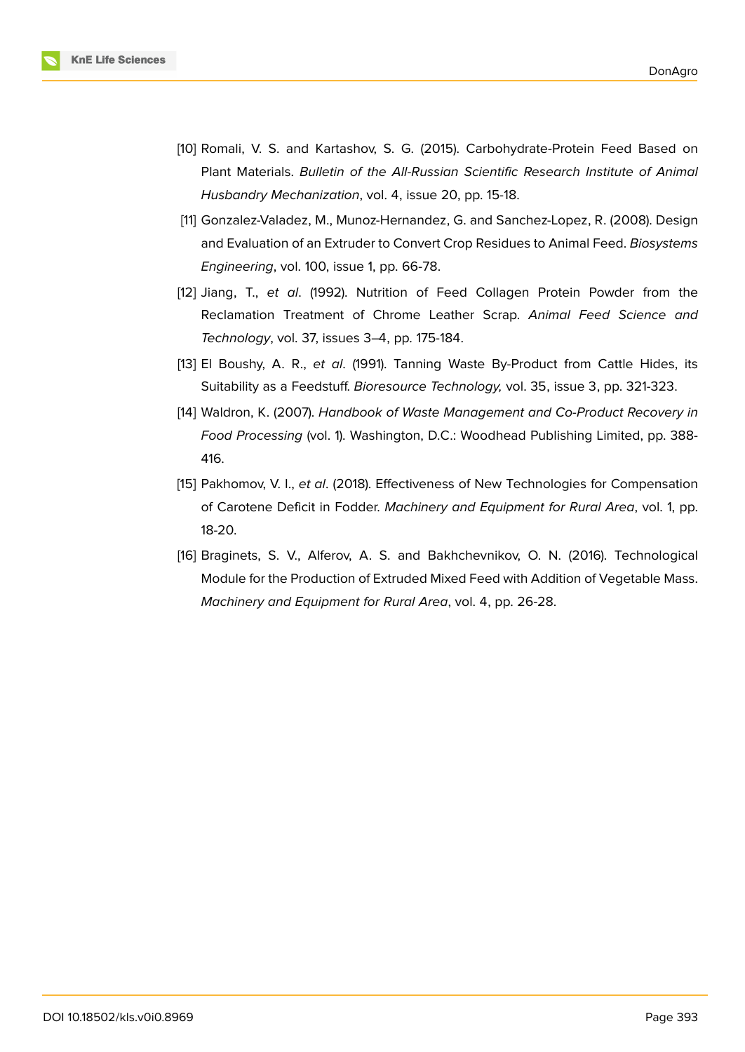[10] Romali, V. S. and Kartashov, S. G. (2015). Carbohydrate-Protein Feed Based on Plant Materials. *Bulletin of the All-Russian Scientific Research Institute of Animal Husbandry Mechanization*, vol. 4, issue 20, pp. 15-18.

[11] Gonzalez-Valadez, M., Munoz-Hernandez, G. and Sanchez-Lopez, R. (2008). Design and Evaluation of an Extruder to Convert Crop Residues to Animal Feed. *Biosystems Engineering*, vol. 100, issue 1, pp. 66-78.

[12] Jiang, T., *et al*. (1992). Nutrition of Feed Collagen Protein Powder from the Reclamation Treatment of Chrome Leather Scrap. *Animal Feed Science and Technology*, vol. 37, issues 3–4, pp. 175-184.

[13] El Boushy, A. R., *et al*. (1991). Tanning Waste By-Product from Cattle Hides, its Suitability as a Feedstuff. *Bioresource Technology,* vol. 35, issue 3, pp. 321-323.

[14] Waldron, K. (2007). *Handbook of Waste Management and Co-Product Recovery in Food Processing* (vol. 1). Washington, D.C.: Woodhead Publishing Limited, pp. 388-416.

[15] Pakhomov, V. I., *et al*. (2018). Effectiveness of New Technologies for Compensation of Carotene Deficit in Fodder. *Machinery and Equipment for Rural Area*, vol. 1, pp. 18-20.

[16] Braginets, S. V., Alferov, A. S. and Bakhchevnikov, O. N. (2016). Technological Module for the Production of Extruded Mixed Feed with Addition of Vegetable Mass. *Machinery and Equipment for Rural Area*, vol. 4, pp. 26-28.